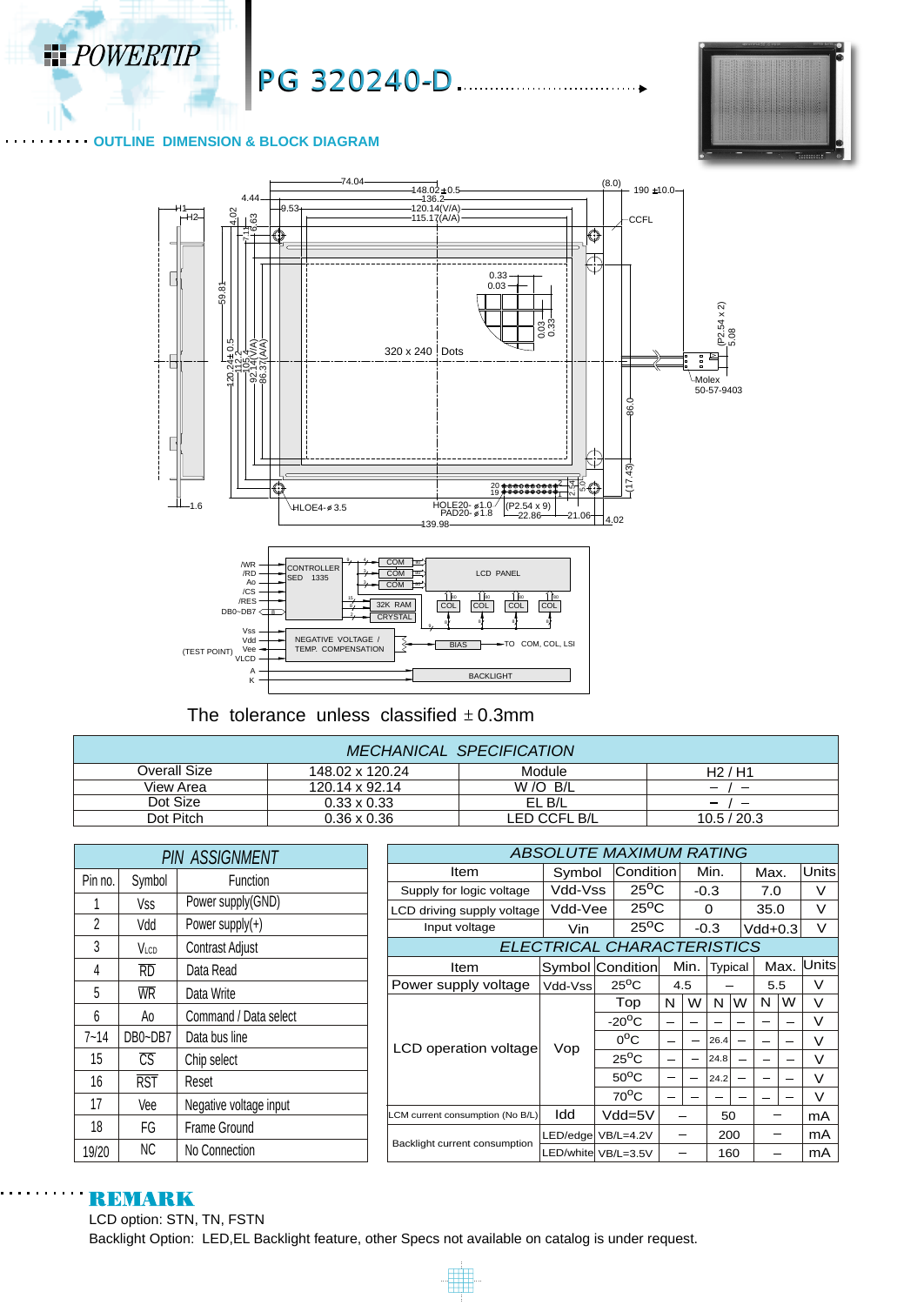# POWERTIP PG 320240-D

## OUTLINE DIMENSION & BLOCK DIAGRAM

The tolerance unless classified ±0.3mm

| MECHANICAL SPECIFICATION | | | |
|---|---|---|---|
| Overall Size | 148.02 x 120.24 | Module | H2 / H1 |
| View Area | 120.14 x 92.14 | W /O B/L | – / – |
| Dot Size | 0.33 x 0.33 | EL B/L | – / – |
| Dot Pitch | 0.36 x 0.36 | LED CCFL B/L | 10.5 / 20.3 |

| PIN ASSIGNMENT | | |
|---|---|---|
| Pin no. | Symbol | Function |
| 1 | Vss | Power supply(GND) |
| 2 | Vdd | Power supply(+) |
| 3 | $V_{LCD}$ | Contrast Adjust |
| 4 | $\overline{RD}$ | Data Read |
| 5 | $\overline{WR}$ | Data Write |
| 6 | Ao | Command / Data select |
| 7~14 | DB0~DB7 | Data bus line |
| 15 | $\overline{CS}$ | Chip select |
| 16 | $\overline{RST}$ | Reset |
| 17 | Vee | Negative voltage input |
| 18 | FG | Frame Ground |
| 19/20 | NC | No Connection |

| ABSOLUTE MAXIMUM RATING | | | | | |
|---|---|---|---|---|---|
| Item | Symbol | Condition | Min. | Max. | Units |
| Supply for logic voltage | Vdd-Vss | 25°C | -0.3 | 7.0 | V |
| LCD driving supply voltage | Vdd-Vee | 25°C | 0 | 35.0 | V |
| Input voltage | Vin | 25°C | -0.3 | Vdd+0.3 | V |

| ELECTRICAL CHARACTERISTICS | | | | | | | | | | |
|---|---|---|---|---|---|---|---|---|---|---|
| Item | Symbol | Condition | Min. | | Typical | | Max. | | Units |
| Power supply voltage | Vdd-Vss | 25°C | 4.5 | | – | | 5.5 | | V |
| LCD operation voltage | Vop | Top | N | W | N | W | N | W | V |
| | | -20°C | – | – | – | – | – | – | V |
| | | 0°C | – | – | 26.4 | – | – | – | V |
| | | 25°C | – | – | 24.8 | – | – | – | V |
| | | 50°C | – | – | 24.2 | – | – | – | V |
| | | 70°C | – | – | – | – | – | – | V |
| LCM current consumption (No B/L) | Idd | Vdd=5V | – | | 50 | | – | | mA |
| Backlight current consumption | LED/edge | VB/L=4.2V | – | | 200 | | – | | mA |
| | LED/white | VB/L=3.5V | – | | 160 | | – | | mA |

## REMARK

LCD option: STN, TN, FSTN

Backlight Option: LED,EL Backlight feature, other Specs not available on catalog is under request.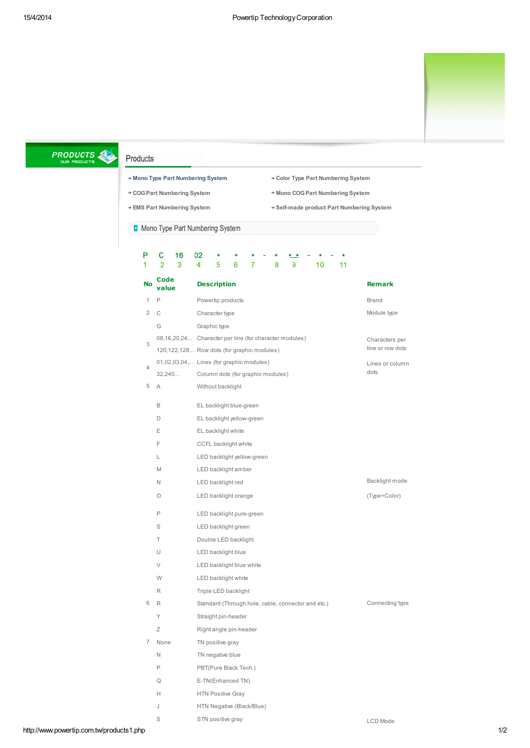# Products

- Mono Type Part Numbering System
- Color Type Part Numbering System
- COG Part Numbering System
- Mono COG Part Numbering System
- EMS Part Numbering System
- Self-made product Part Numbering System

## Mono Type Part Numbering System

| P | C | 16 | 02 | * | * | * | - | * | * * | - | * | - | * |
|---|---|---|---|---|---|---|---|---|---|---|---|---|---|
| 1 | 2 | 3 | 4 | 5 | 6 | 7 | | 8 | 9 | | 10 | | 11 |

| No | Code value | Description | Remark |
|---|---|---|---|
| 1 | P | Powertip products | Brand |
| 2 | C | Character type | Module type |
| | G | Graphic type | |
| 3 | 08,16,20,24... | Character per line (for character modules) | Characters per line or row dots |
| | 120,122,128... | Row dots (for graphic modules) | |
| 4 | 01,02,03,04,... | Lines (for graphic modules) | Lines or column dots |
| | 32,240... | Column dots (for graphic modules) | |
| 5 | A | Without backlight | Backlight mode (Type+Color) |
| | B | EL backlight blue-green | |
| | D | EL backlight yellow-green | |
| | E | EL backlight white | |
| | F | CCFL backlight white | |
| | L | LED backlight yellow-green | |
| | M | LED backlight amber | |
| | N | LED backlight red | |
| | O | LED backlight orange | |
| | P | LED backlight pure-green | |
| | S | LED backlight green | |
| | T | Double LED backlight | |
| | U | LED backlight blue | |
| | V | LED backlight blue white | |
| | W | LED backlight white | |
| | R | Triple LED backlight | |
| 6 | R | Standard (Through hole, cable, connector and etc.) | Connecting type |
| | Y | Straight pin-header | |
| | Z | Right angle pin-header | |
| 7 | None | TN positive gray | LCD Mode |
| | N | TN negative blue | |
| | P | PBT(Pure Black Tech.) | |
| | Q | E-TN(Enhanced TN) | |
| | H | HTN Positive Gray | |
| | J | HTN Negative (Black/Blue) | |
| | S | STN positive gray | |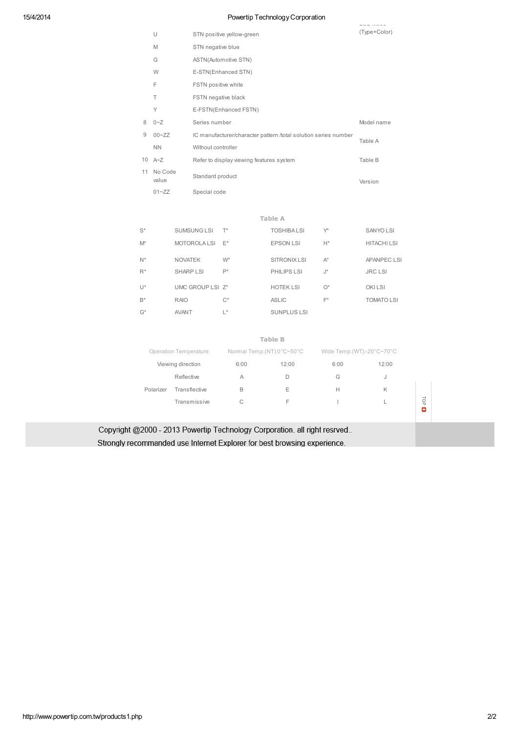| | | | |
|---|---|---|---|
| | U | STN positive yellow-green | (Type+Color) |
| | M | STN negative blue | |
| | G | ASTN(Automotive STN) | |
| | W | E-STN(Enhanced STN) | |
| | F | FSTN positive white | |
| | T | FSTN negative black | |
| | Y | E-FSTN(Enhanced FSTN) | |
| 8 | 0~Z | Series number | Model name |
| 9 | 00~ZZ | IC manufacturer/character pattern /total solution series number | Table A |
| | NN | Without controller | |
| 10 | A~Z | Refer to display viewing features system | Table B |
| 11 | No Code value | Standard product | Version |
| | 01~ZZ | Special code | |

**Table A**

| | | | | | |
|---|---|---|---|---|---|
| S* | SUMSUNG LSI | T* | TOSHIBA LSI | Y* | SANYO LSI |
| M* | MOTOROLA LSI | E* | EPSON LSI | H* | HITACHI LSI |
| N* | NOVATEK | W* | SITRONIX LSI | A* | APANPEC LSI |
| R* | SHARP LSI | P* | PHILIPS LSI | J* | JRC LSI |
| U* | UMC GROUP LSI | Z* | HOTEK LSI | O* | OKI LSI |
| B* | RAIO | C* | ASLIC | F* | TOMATO LSI |
| G* | AVANT | L* | SUNPLUS LSI | | |

**Table B**

| Operation Temperature | | Normal Temp.(NT):0°C~50°C | | Wide Temp.(WT):-20°C~70°C | |
|---|---|---|---|---|---|
| Viewing direction | | 6:00 | 12:00 | 6:00 | 12:00 |
| | Reflective | A | D | G | J |
| Polarizer | Transflective | B | E | H | K |
| | Transmissive | C | F | I | L |

Copyright @2000 - 2013 Powertip Technology Corporation. all right resrved..
Strongly recommanded use Internet Explorer for best browsing experience.